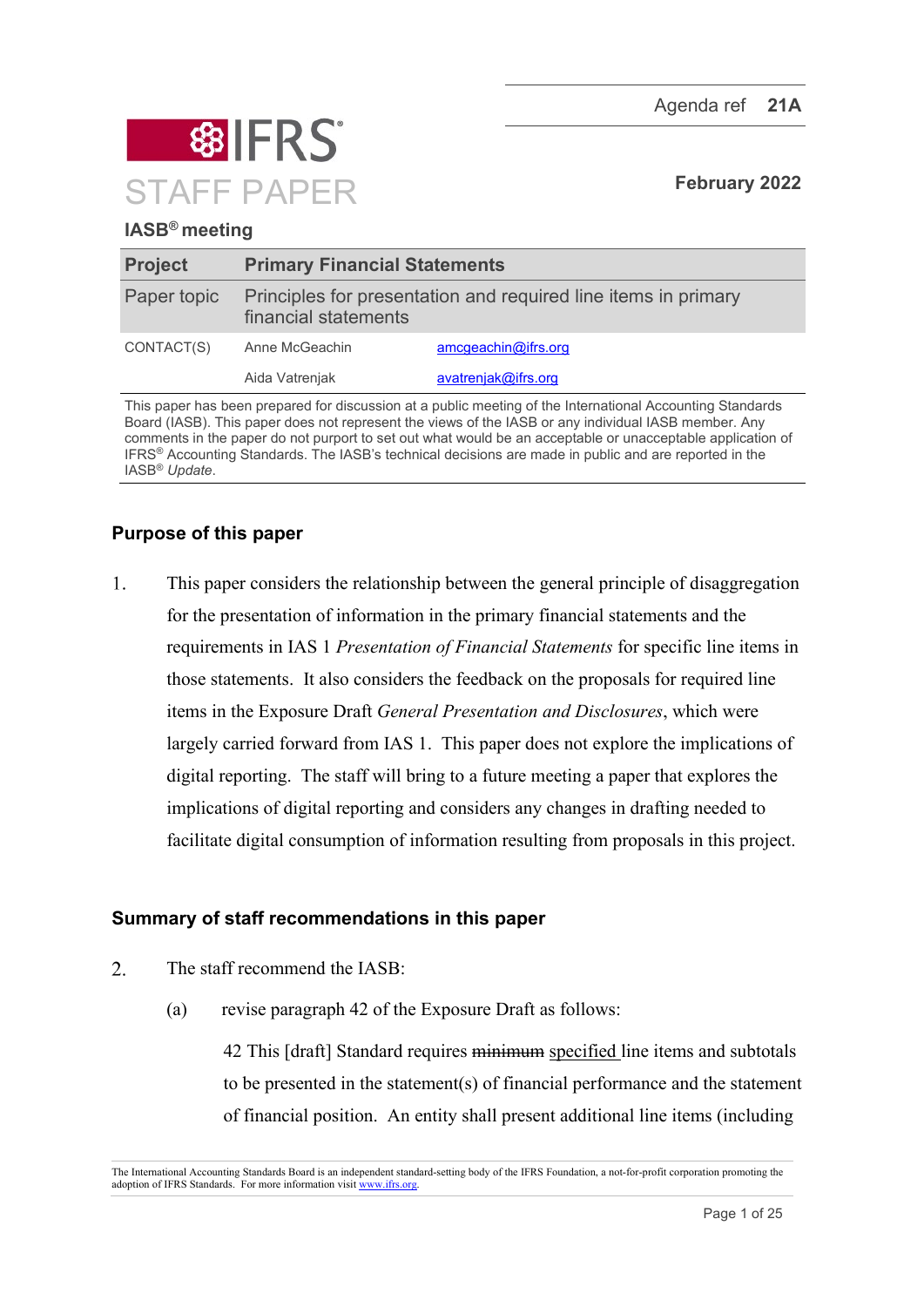Agenda ref **21A**

IFRS

STAFF PAPER

**February 2022**

**IASB® meeting**

| | | |
|---|---|---|
| **Project** | **Primary Financial Statements** | |
| Paper topic | Principles for presentation and required line items in primary financial statements | |
| CONTACT(S) | Anne McGeachin | amcgeachin@ifrs.org |
| | Aida Vatrenjak | avatrenjak@ifrs.org |

This paper has been prepared for discussion at a public meeting of the International Accounting Standards Board (IASB). This paper does not represent the views of the IASB or any individual IASB member. Any comments in the paper do not purport to set out what would be an acceptable or unacceptable application of IFRS® Accounting Standards. The IASB's technical decisions are made in public and are reported in the IASB® *Update*.

## Purpose of this paper

1. This paper considers the relationship between the general principle of disaggregation for the presentation of information in the primary financial statements and the requirements in IAS 1 *Presentation of Financial Statements* for specific line items in those statements. It also considers the feedback on the proposals for required line items in the Exposure Draft *General Presentation and Disclosures*, which were largely carried forward from IAS 1. This paper does not explore the implications of digital reporting. The staff will bring to a future meeting a paper that explores the implications of digital reporting and considers any changes in drafting needed to facilitate digital consumption of information resulting from proposals in this project.

## Summary of staff recommendations in this paper

2. The staff recommend the IASB:

   (a) revise paragraph 42 of the Exposure Draft as follows:

   42 This [draft] Standard requires ~~minimum~~ <u>specified</u> line items and subtotals to be presented in the statement(s) of financial performance and the statement of financial position. An entity shall present additional line items (including

The International Accounting Standards Board is an independent standard-setting body of the IFRS Foundation, a not-for-profit corporation promoting the adoption of IFRS Standards. For more information visit www.ifrs.org.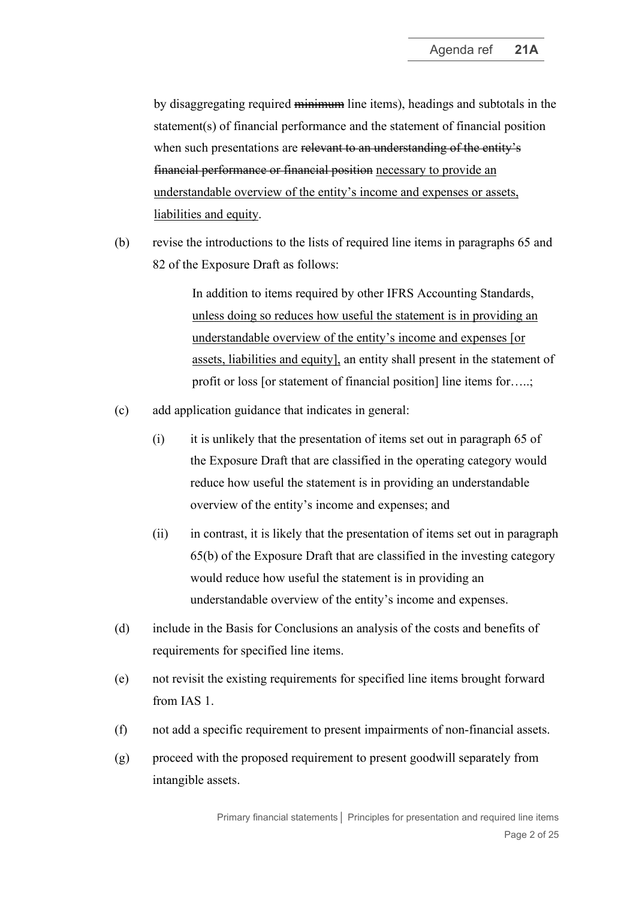by disaggregating required ~~minimum~~ line items), headings and subtotals in the statement(s) of financial performance and the statement of financial position when such presentations are ~~relevant to an understanding of the entity's financial performance or financial position~~ <u>necessary to provide an understandable overview of the entity's income and expenses or assets, liabilities and equity</u>.

(b) revise the introductions to the lists of required line items in paragraphs 65 and 82 of the Exposure Draft as follows:

> In addition to items required by other IFRS Accounting Standards, <u>unless doing so reduces how useful the statement is in providing an understandable overview of the entity's income and expenses [or assets, liabilities and equity],</u> an entity shall present in the statement of profit or loss [or statement of financial position] line items for…..;

(c) add application guidance that indicates in general:

   (i) it is unlikely that the presentation of items set out in paragraph 65 of the Exposure Draft that are classified in the operating category would reduce how useful the statement is in providing an understandable overview of the entity's income and expenses; and

   (ii) in contrast, it is likely that the presentation of items set out in paragraph 65(b) of the Exposure Draft that are classified in the investing category would reduce how useful the statement is in providing an understandable overview of the entity's income and expenses.

(d) include in the Basis for Conclusions an analysis of the costs and benefits of requirements for specified line items.

(e) not revisit the existing requirements for specified line items brought forward from IAS 1.

(f) not add a specific requirement to present impairments of non-financial assets.

(g) proceed with the proposed requirement to present goodwill separately from intangible assets.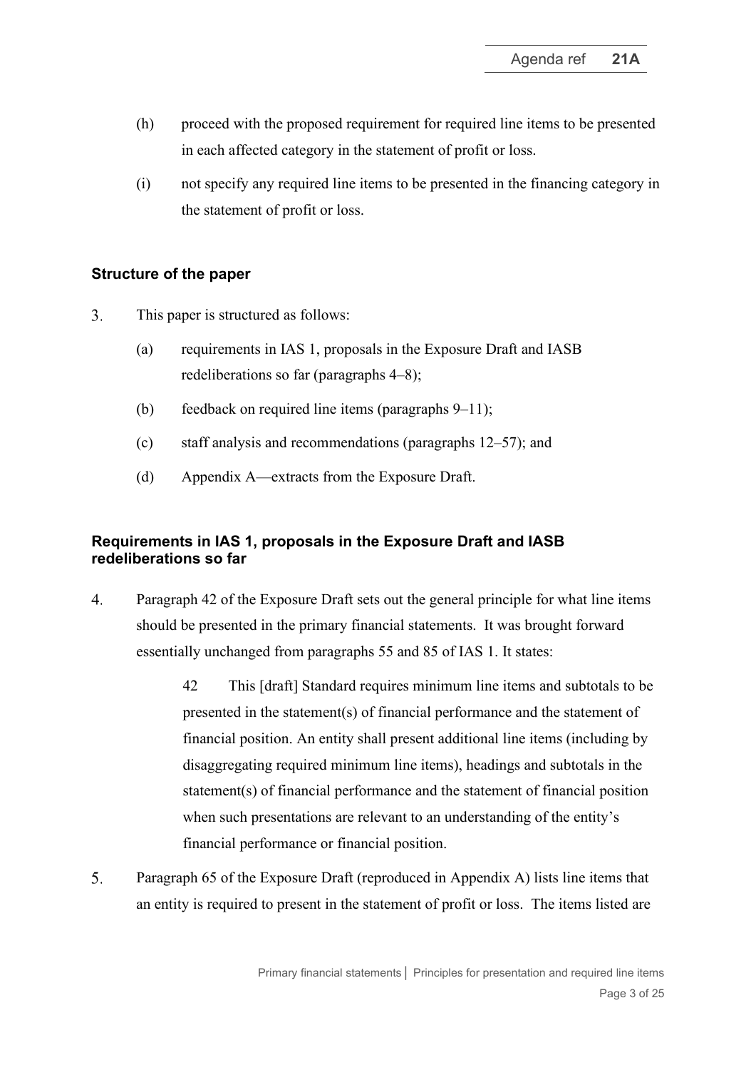(h) proceed with the proposed requirement for required line items to be presented in each affected category in the statement of profit or loss.

(i) not specify any required line items to be presented in the financing category in the statement of profit or loss.

### Structure of the paper

3. This paper is structured as follows:

   (a) requirements in IAS 1, proposals in the Exposure Draft and IASB redeliberations so far (paragraphs 4–8);

   (b) feedback on required line items (paragraphs 9–11);

   (c) staff analysis and recommendations (paragraphs 12–57); and

   (d) Appendix A—extracts from the Exposure Draft.

### Requirements in IAS 1, proposals in the Exposure Draft and IASB redeliberations so far

4. Paragraph 42 of the Exposure Draft sets out the general principle for what line items should be presented in the primary financial statements. It was brought forward essentially unchanged from paragraphs 55 and 85 of IAS 1. It states:

   > 42 This [draft] Standard requires minimum line items and subtotals to be presented in the statement(s) of financial performance and the statement of financial position. An entity shall present additional line items (including by disaggregating required minimum line items), headings and subtotals in the statement(s) of financial performance and the statement of financial position when such presentations are relevant to an understanding of the entity's financial performance or financial position.

5. Paragraph 65 of the Exposure Draft (reproduced in Appendix A) lists line items that an entity is required to present in the statement of profit or loss. The items listed are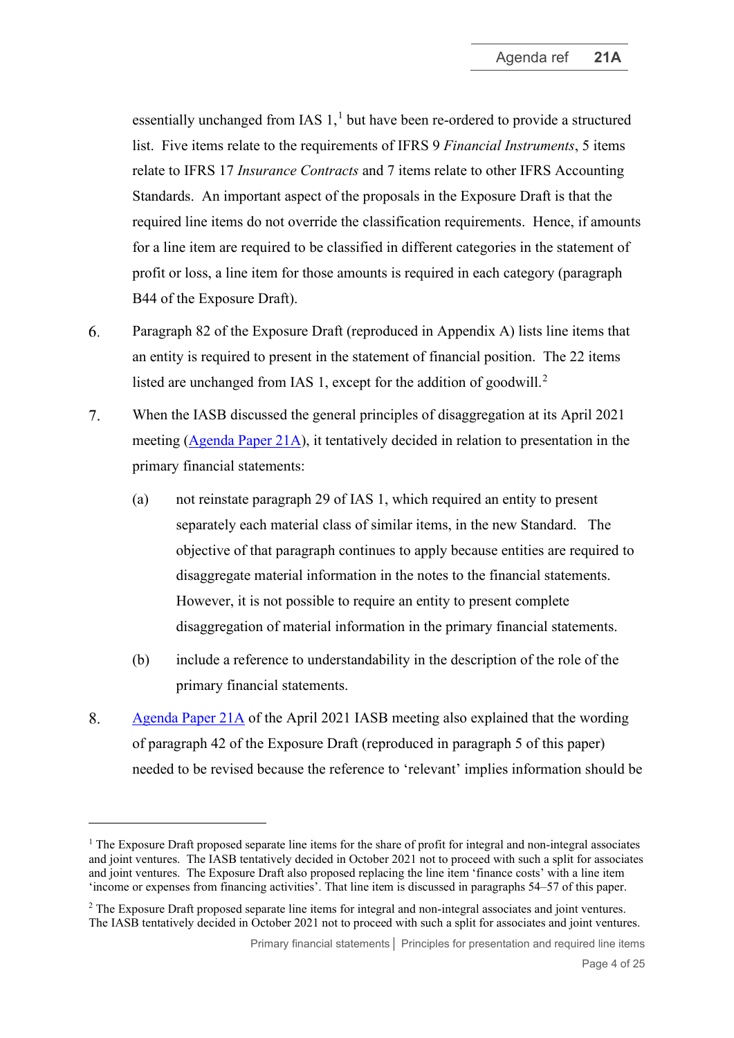essentially unchanged from IAS 1,[1] but have been re-ordered to provide a structured list. Five items relate to the requirements of IFRS 9 *Financial Instruments*, 5 items relate to IFRS 17 *Insurance Contracts* and 7 items relate to other IFRS Accounting Standards. An important aspect of the proposals in the Exposure Draft is that the required line items do not override the classification requirements. Hence, if amounts for a line item are required to be classified in different categories in the statement of profit or loss, a line item for those amounts is required in each category (paragraph B44 of the Exposure Draft).

6. Paragraph 82 of the Exposure Draft (reproduced in Appendix A) lists line items that an entity is required to present in the statement of financial position. The 22 items listed are unchanged from IAS 1, except for the addition of goodwill.[2]

7. When the IASB discussed the general principles of disaggregation at its April 2021 meeting (Agenda Paper 21A), it tentatively decided in relation to presentation in the primary financial statements:

   (a) not reinstate paragraph 29 of IAS 1, which required an entity to present separately each material class of similar items, in the new Standard. The objective of that paragraph continues to apply because entities are required to disaggregate material information in the notes to the financial statements. However, it is not possible to require an entity to present complete disaggregation of material information in the primary financial statements.

   (b) include a reference to understandability in the description of the role of the primary financial statements.

8. Agenda Paper 21A of the April 2021 IASB meeting also explained that the wording of paragraph 42 of the Exposure Draft (reproduced in paragraph 5 of this paper) needed to be revised because the reference to 'relevant' implies information should be

---

[1] The Exposure Draft proposed separate line items for the share of profit for integral and non-integral associates and joint ventures. The IASB tentatively decided in October 2021 not to proceed with such a split for associates and joint ventures. The Exposure Draft also proposed replacing the line item 'finance costs' with a line item 'income or expenses from financing activities'. That line item is discussed in paragraphs 54–57 of this paper.

[2] The Exposure Draft proposed separate line items for integral and non-integral associates and joint ventures. The IASB tentatively decided in October 2021 not to proceed with such a split for associates and joint ventures.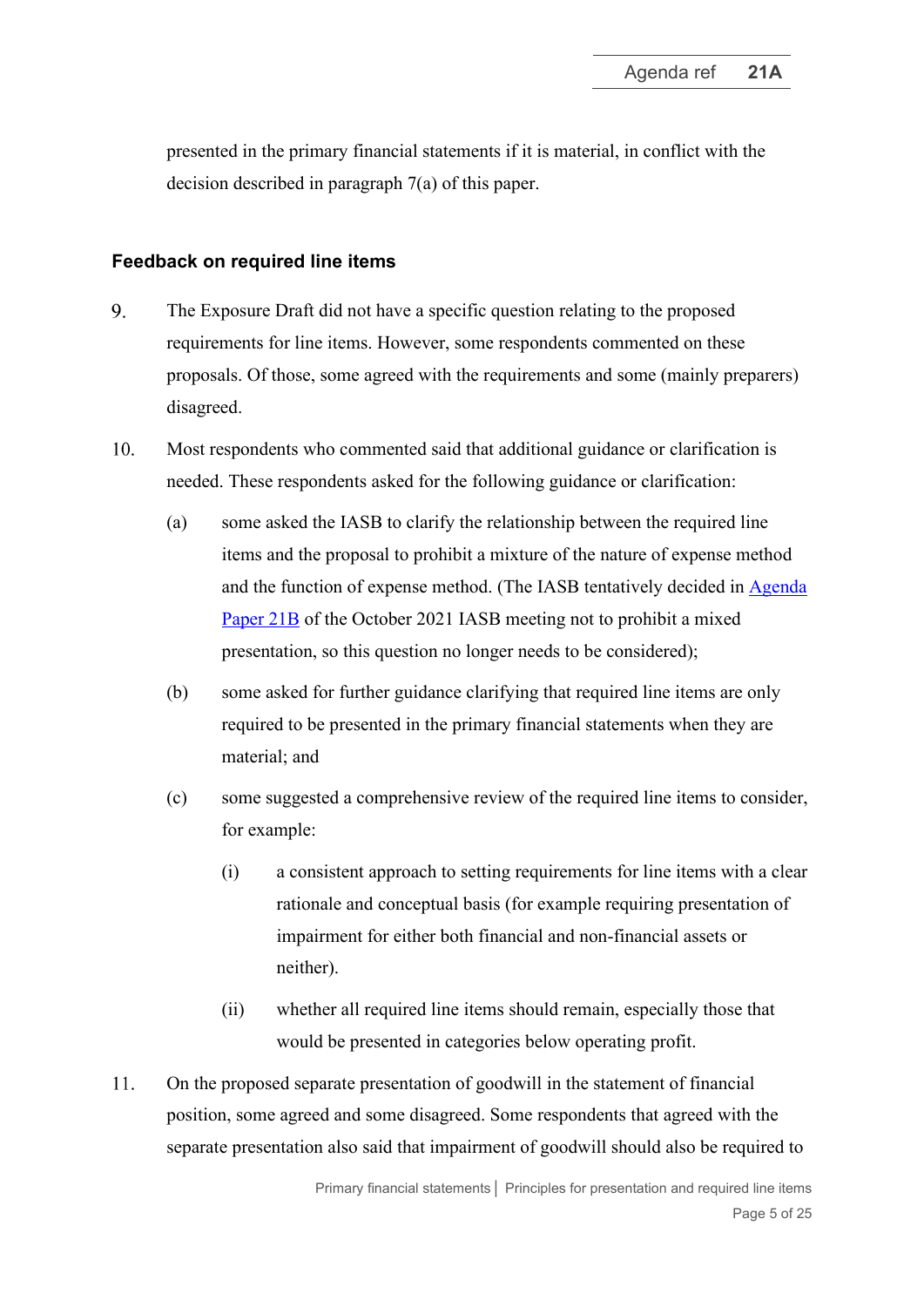presented in the primary financial statements if it is material, in conflict with the decision described in paragraph 7(a) of this paper.

### Feedback on required line items

9. The Exposure Draft did not have a specific question relating to the proposed requirements for line items. However, some respondents commented on these proposals. Of those, some agreed with the requirements and some (mainly preparers) disagreed.

10. Most respondents who commented said that additional guidance or clarification is needed. These respondents asked for the following guidance or clarification:

    (a) some asked the IASB to clarify the relationship between the required line items and the proposal to prohibit a mixture of the nature of expense method and the function of expense method. (The IASB tentatively decided in Agenda Paper 21B of the October 2021 IASB meeting not to prohibit a mixed presentation, so this question no longer needs to be considered);

    (b) some asked for further guidance clarifying that required line items are only required to be presented in the primary financial statements when they are material; and

    (c) some suggested a comprehensive review of the required line items to consider, for example:

        (i) a consistent approach to setting requirements for line items with a clear rationale and conceptual basis (for example requiring presentation of impairment for either both financial and non-financial assets or neither).

        (ii) whether all required line items should remain, especially those that would be presented in categories below operating profit.

11. On the proposed separate presentation of goodwill in the statement of financial position, some agreed and some disagreed. Some respondents that agreed with the separate presentation also said that impairment of goodwill should also be required to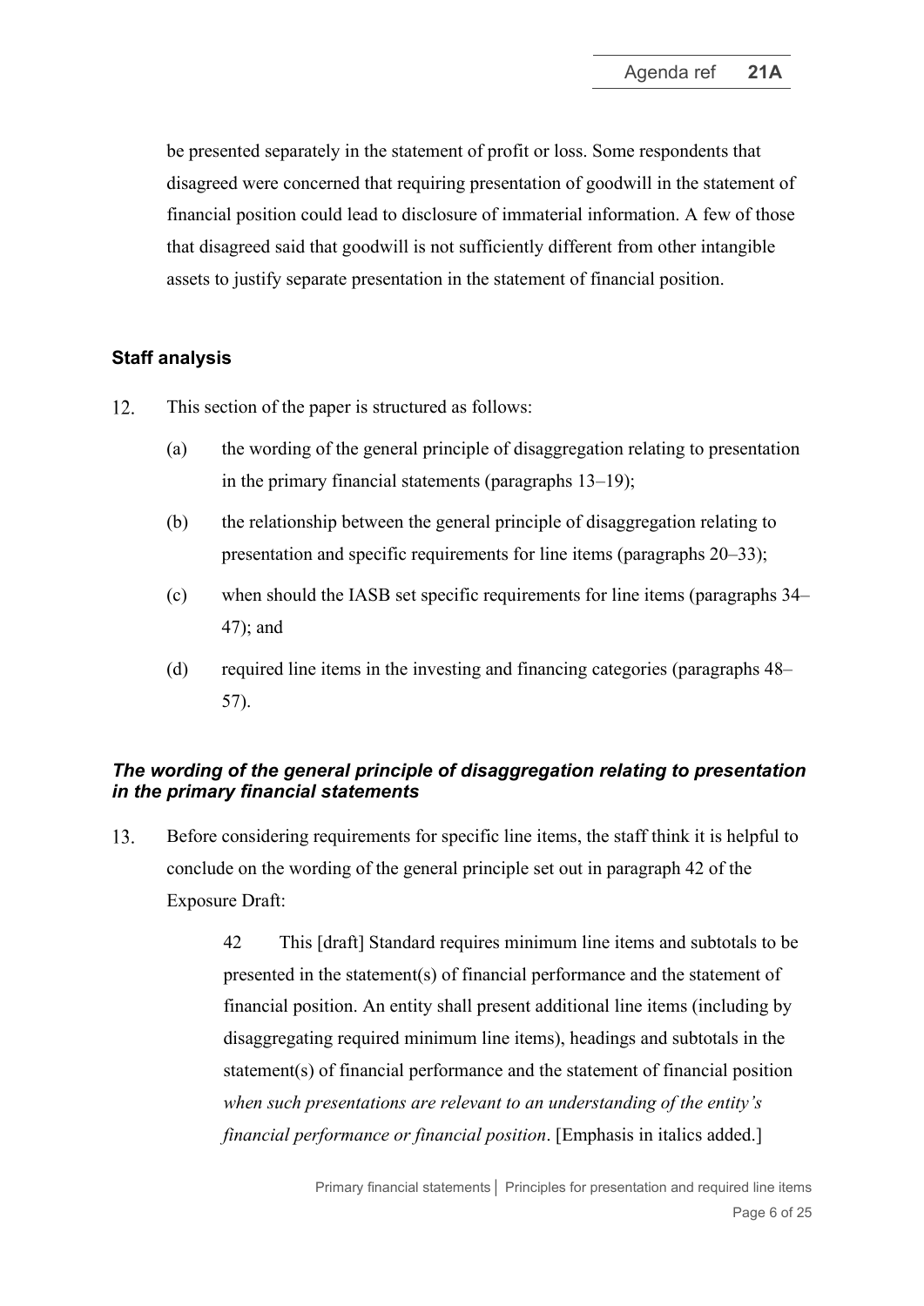be presented separately in the statement of profit or loss. Some respondents that disagreed were concerned that requiring presentation of goodwill in the statement of financial position could lead to disclosure of immaterial information. A few of those that disagreed said that goodwill is not sufficiently different from other intangible assets to justify separate presentation in the statement of financial position.

## Staff analysis

12. This section of the paper is structured as follows:

    (a) the wording of the general principle of disaggregation relating to presentation in the primary financial statements (paragraphs 13–19);

    (b) the relationship between the general principle of disaggregation relating to presentation and specific requirements for line items (paragraphs 20–33);

    (c) when should the IASB set specific requirements for line items (paragraphs 34–47); and

    (d) required line items in the investing and financing categories (paragraphs 48–57).

### *The wording of the general principle of disaggregation relating to presentation in the primary financial statements*

13. Before considering requirements for specific line items, the staff think it is helpful to conclude on the wording of the general principle set out in paragraph 42 of the Exposure Draft:

> 42 This [draft] Standard requires minimum line items and subtotals to be presented in the statement(s) of financial performance and the statement of financial position. An entity shall present additional line items (including by disaggregating required minimum line items), headings and subtotals in the statement(s) of financial performance and the statement of financial position *when such presentations are relevant to an understanding of the entity's financial performance or financial position*. [Emphasis in italics added.]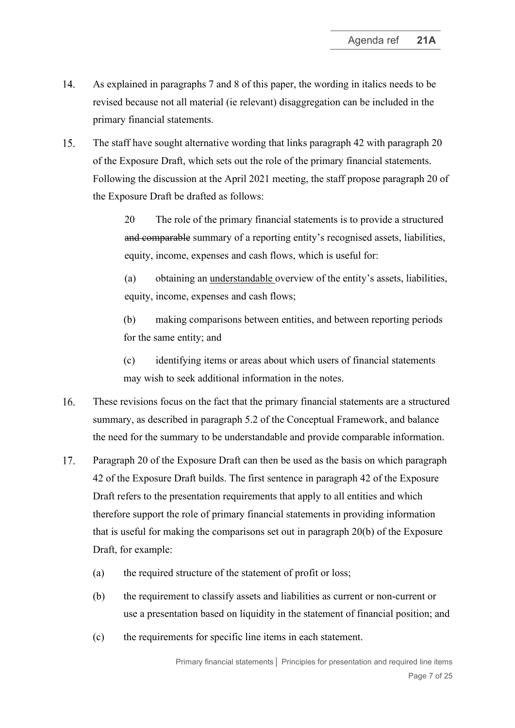14. As explained in paragraphs 7 and 8 of this paper, the wording in italics needs to be revised because not all material (ie relevant) disaggregation can be included in the primary financial statements.

15. The staff have sought alternative wording that links paragraph 42 with paragraph 20 of the Exposure Draft, which sets out the role of the primary financial statements. Following the discussion at the April 2021 meeting, the staff propose paragraph 20 of the Exposure Draft be drafted as follows:

    > 20 The role of the primary financial statements is to provide a structured ~~and comparable~~ summary of a reporting entity's recognised assets, liabilities, equity, income, expenses and cash flows, which is useful for:
    >
    > (a) obtaining an <u>understandable</u> overview of the entity's assets, liabilities, equity, income, expenses and cash flows;
    >
    > (b) making comparisons between entities, and between reporting periods for the same entity; and
    >
    > (c) identifying items or areas about which users of financial statements may wish to seek additional information in the notes.

16. These revisions focus on the fact that the primary financial statements are a structured summary, as described in paragraph 5.2 of the Conceptual Framework, and balance the need for the summary to be understandable and provide comparable information.

17. Paragraph 20 of the Exposure Draft can then be used as the basis on which paragraph 42 of the Exposure Draft builds. The first sentence in paragraph 42 of the Exposure Draft refers to the presentation requirements that apply to all entities and which therefore support the role of primary financial statements in providing information that is useful for making the comparisons set out in paragraph 20(b) of the Exposure Draft, for example:

    (a) the required structure of the statement of profit or loss;

    (b) the requirement to classify assets and liabilities as current or non-current or use a presentation based on liquidity in the statement of financial position; and

    (c) the requirements for specific line items in each statement.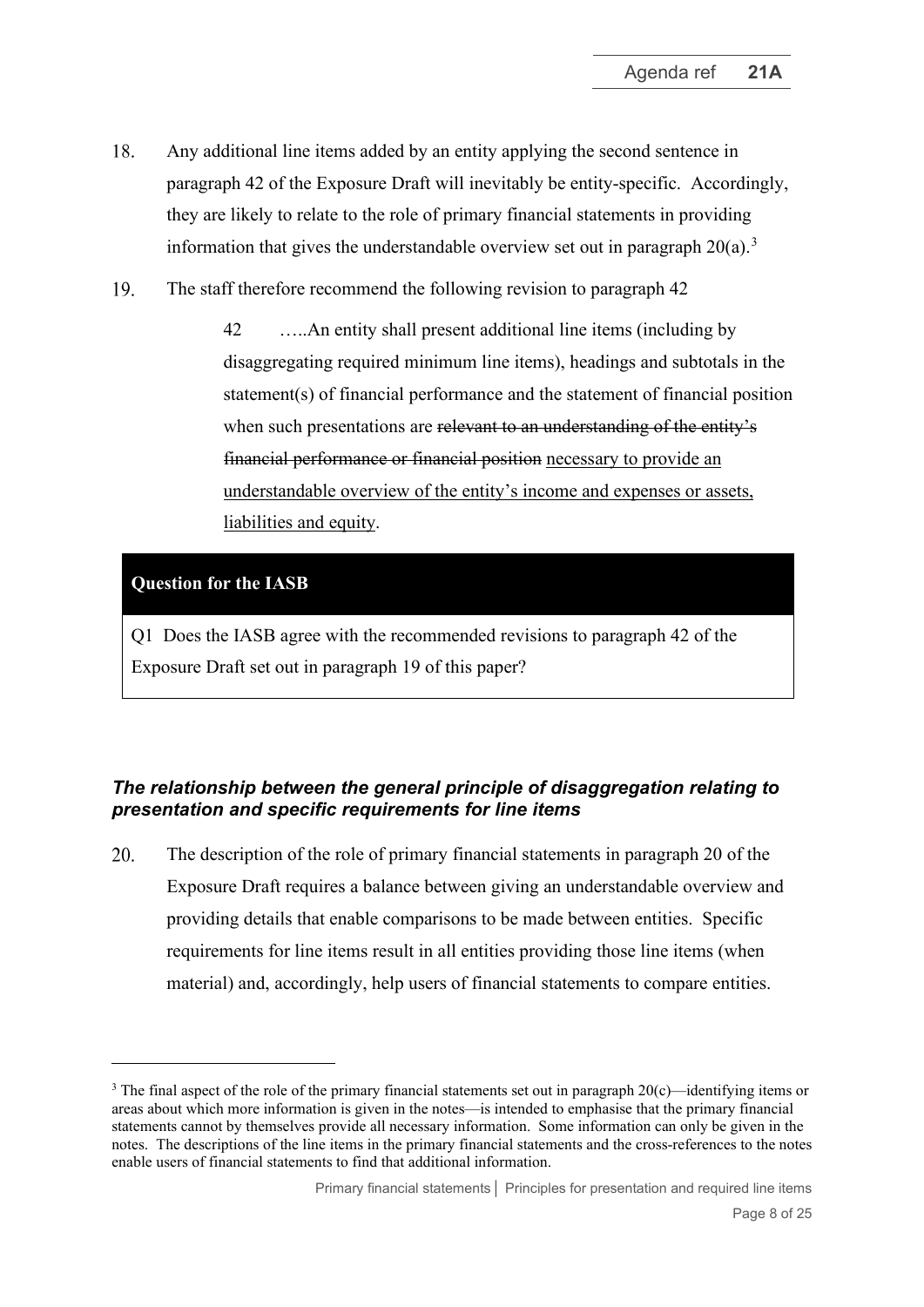18. Any additional line items added by an entity applying the second sentence in paragraph 42 of the Exposure Draft will inevitably be entity-specific. Accordingly, they are likely to relate to the role of primary financial statements in providing information that gives the understandable overview set out in paragraph 20(a).[3]

19. The staff therefore recommend the following revision to paragraph 42

> 42 …..An entity shall present additional line items (including by disaggregating required minimum line items), headings and subtotals in the statement(s) of financial performance and the statement of financial position when such presentations are ~~relevant to an understanding of the entity's financial performance or financial position~~ <u>necessary to provide an understandable overview of the entity's income and expenses or assets, liabilities and equity</u>.

| **Question for the IASB** |
|---|
| Q1 Does the IASB agree with the recommended revisions to paragraph 42 of the Exposure Draft set out in paragraph 19 of this paper? |

### *The relationship between the general principle of disaggregation relating to presentation and specific requirements for line items*

20. The description of the role of primary financial statements in paragraph 20 of the Exposure Draft requires a balance between giving an understandable overview and providing details that enable comparisons to be made between entities. Specific requirements for line items result in all entities providing those line items (when material) and, accordingly, help users of financial statements to compare entities.

---

[3] The final aspect of the role of the primary financial statements set out in paragraph 20(c)—identifying items or areas about which more information is given in the notes—is intended to emphasise that the primary financial statements cannot by themselves provide all necessary information. Some information can only be given in the notes. The descriptions of the line items in the primary financial statements and the cross-references to the notes enable users of financial statements to find that additional information.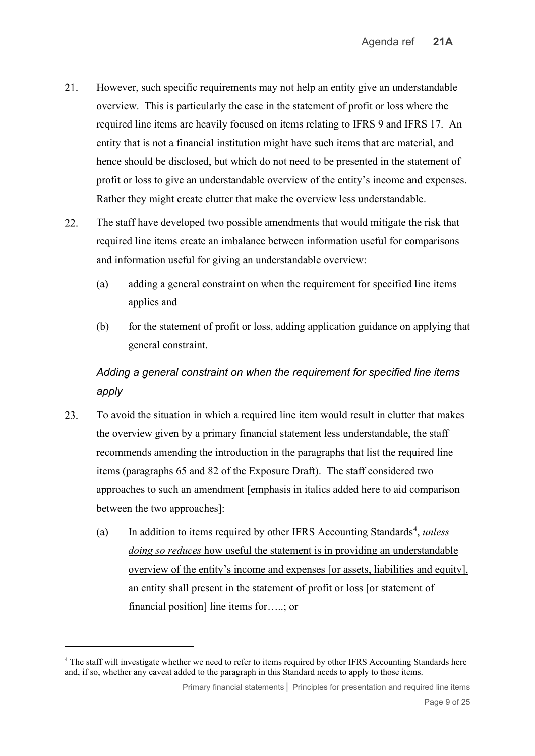21. However, such specific requirements may not help an entity give an understandable overview. This is particularly the case in the statement of profit or loss where the required line items are heavily focused on items relating to IFRS 9 and IFRS 17. An entity that is not a financial institution might have such items that are material, and hence should be disclosed, but which do not need to be presented in the statement of profit or loss to give an understandable overview of the entity's income and expenses. Rather they might create clutter that make the overview less understandable.

22. The staff have developed two possible amendments that would mitigate the risk that required line items create an imbalance between information useful for comparisons and information useful for giving an understandable overview:

    (a) adding a general constraint on when the requirement for specified line items applies and

    (b) for the statement of profit or loss, adding application guidance on applying that general constraint.

### *Adding a general constraint on when the requirement for specified line items apply*

23. To avoid the situation in which a required line item would result in clutter that makes the overview given by a primary financial statement less understandable, the staff recommends amending the introduction in the paragraphs that list the required line items (paragraphs 65 and 82 of the Exposure Draft). The staff considered two approaches to such an amendment [emphasis in italics added here to aid comparison between the two approaches]:

    (a) In addition to items required by other IFRS Accounting Standards[4], <u>*unless doing so reduces* how useful the statement is in providing an understandable overview of the entity's income and expenses [or assets, liabilities and equity],</u> an entity shall present in the statement of profit or loss [or statement of financial position] line items for…..; or

[4] The staff will investigate whether we need to refer to items required by other IFRS Accounting Standards here and, if so, whether any caveat added to the paragraph in this Standard needs to apply to those items.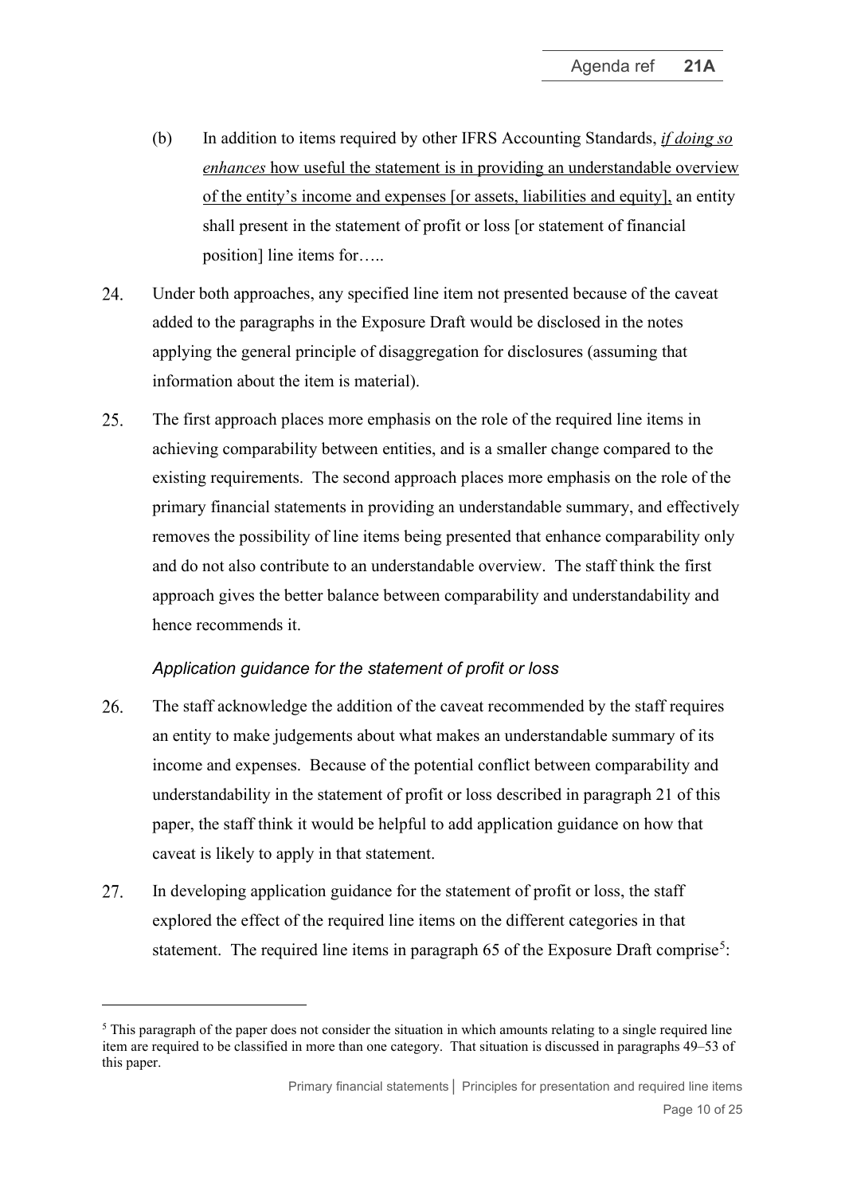(b) In addition to items required by other IFRS Accounting Standards, <u>*if doing so enhances* how useful the statement is in providing an understandable overview of the entity's income and expenses [or assets, liabilities and equity],</u> an entity shall present in the statement of profit or loss [or statement of financial position] line items for…..

24. Under both approaches, any specified line item not presented because of the caveat added to the paragraphs in the Exposure Draft would be disclosed in the notes applying the general principle of disaggregation for disclosures (assuming that information about the item is material).

25. The first approach places more emphasis on the role of the required line items in achieving comparability between entities, and is a smaller change compared to the existing requirements. The second approach places more emphasis on the role of the primary financial statements in providing an understandable summary, and effectively removes the possibility of line items being presented that enhance comparability only and do not also contribute to an understandable overview. The staff think the first approach gives the better balance between comparability and understandability and hence recommends it.

### *Application guidance for the statement of profit or loss*

26. The staff acknowledge the addition of the caveat recommended by the staff requires an entity to make judgements about what makes an understandable summary of its income and expenses. Because of the potential conflict between comparability and understandability in the statement of profit or loss described in paragraph 21 of this paper, the staff think it would be helpful to add application guidance on how that caveat is likely to apply in that statement.

27. In developing application guidance for the statement of profit or loss, the staff explored the effect of the required line items on the different categories in that statement. The required line items in paragraph 65 of the Exposure Draft comprise[5]:

[5] This paragraph of the paper does not consider the situation in which amounts relating to a single required line item are required to be classified in more than one category. That situation is discussed in paragraphs 49–53 of this paper.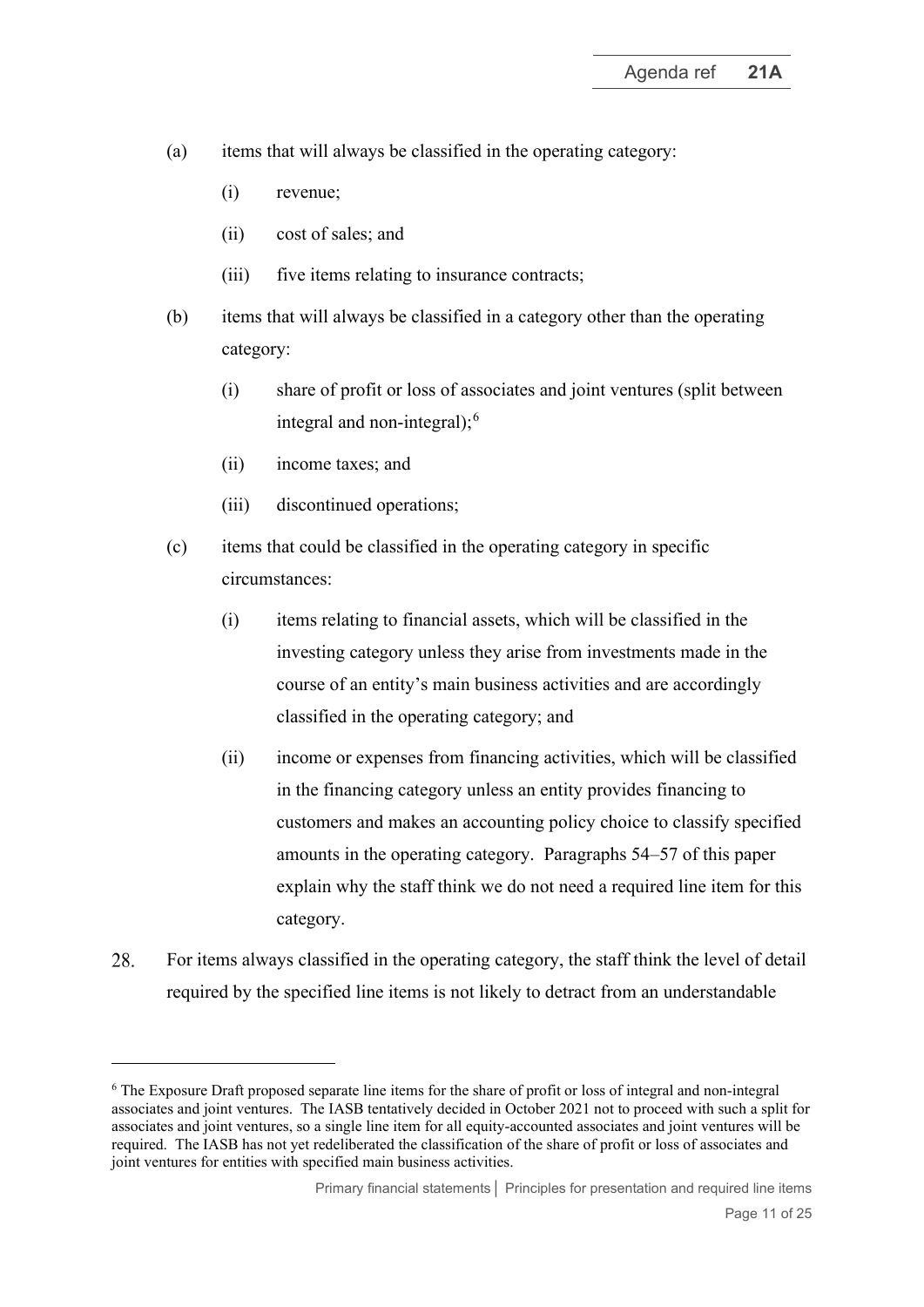(a) items that will always be classified in the operating category:

   (i) revenue;

   (ii) cost of sales; and

   (iii) five items relating to insurance contracts;

(b) items that will always be classified in a category other than the operating category:

   (i) share of profit or loss of associates and joint ventures (split between integral and non-integral);[6]

   (ii) income taxes; and

   (iii) discontinued operations;

(c) items that could be classified in the operating category in specific circumstances:

   (i) items relating to financial assets, which will be classified in the investing category unless they arise from investments made in the course of an entity's main business activities and are accordingly classified in the operating category; and

   (ii) income or expenses from financing activities, which will be classified in the financing category unless an entity provides financing to customers and makes an accounting policy choice to classify specified amounts in the operating category. Paragraphs 54–57 of this paper explain why the staff think we do not need a required line item for this category.

28. For items always classified in the operating category, the staff think the level of detail required by the specified line items is not likely to detract from an understandable

---

[6] The Exposure Draft proposed separate line items for the share of profit or loss of integral and non-integral associates and joint ventures. The IASB tentatively decided in October 2021 not to proceed with such a split for associates and joint ventures, so a single line item for all equity-accounted associates and joint ventures will be required. The IASB has not yet redeliberated the classification of the share of profit or loss of associates and joint ventures for entities with specified main business activities.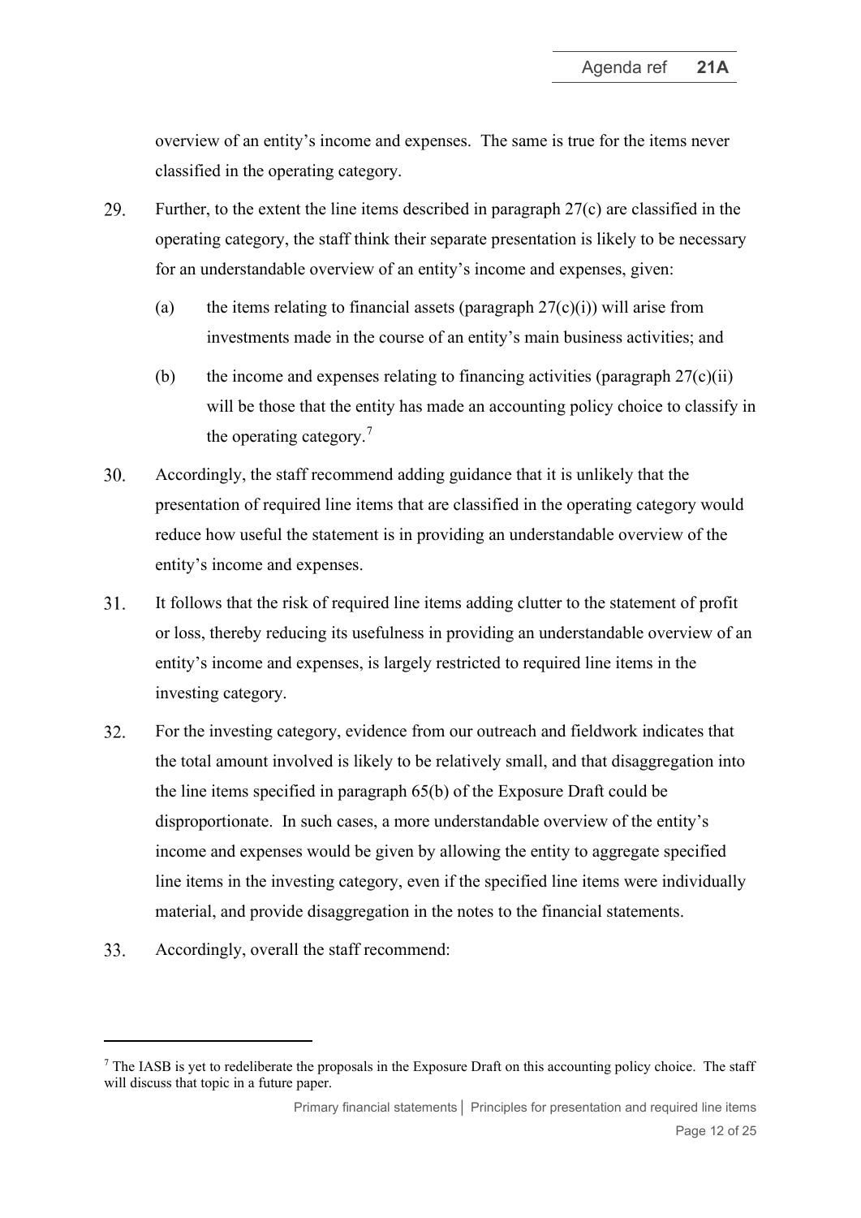overview of an entity's income and expenses. The same is true for the items never classified in the operating category.

29. Further, to the extent the line items described in paragraph 27(c) are classified in the operating category, the staff think their separate presentation is likely to be necessary for an understandable overview of an entity's income and expenses, given:

    (a) the items relating to financial assets (paragraph 27(c)(i)) will arise from investments made in the course of an entity's main business activities; and

    (b) the income and expenses relating to financing activities (paragraph 27(c)(ii) will be those that the entity has made an accounting policy choice to classify in the operating category.[7]

30. Accordingly, the staff recommend adding guidance that it is unlikely that the presentation of required line items that are classified in the operating category would reduce how useful the statement is in providing an understandable overview of the entity's income and expenses.

31. It follows that the risk of required line items adding clutter to the statement of profit or loss, thereby reducing its usefulness in providing an understandable overview of an entity's income and expenses, is largely restricted to required line items in the investing category.

32. For the investing category, evidence from our outreach and fieldwork indicates that the total amount involved is likely to be relatively small, and that disaggregation into the line items specified in paragraph 65(b) of the Exposure Draft could be disproportionate. In such cases, a more understandable overview of the entity's income and expenses would be given by allowing the entity to aggregate specified line items in the investing category, even if the specified line items were individually material, and provide disaggregation in the notes to the financial statements.

33. Accordingly, overall the staff recommend:

---

[7] The IASB is yet to redeliberate the proposals in the Exposure Draft on this accounting policy choice. The staff will discuss that topic in a future paper.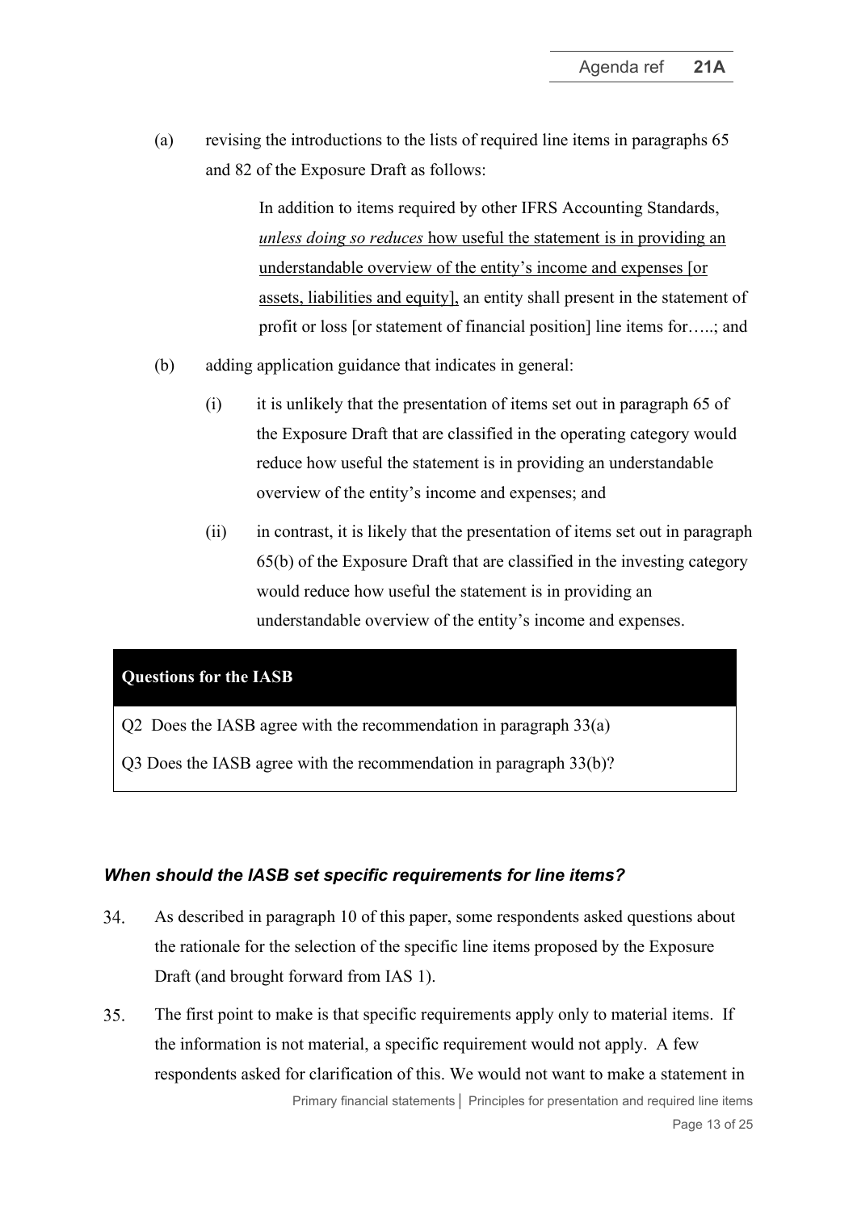(a) revising the introductions to the lists of required line items in paragraphs 65 and 82 of the Exposure Draft as follows:

> In addition to items required by other IFRS Accounting Standards, <u>*unless doing so reduces* how useful the statement is in providing an understandable overview of the entity's income and expenses [or assets, liabilities and equity],</u> an entity shall present in the statement of profit or loss [or statement of financial position] line items for…..; and

(b) adding application guidance that indicates in general:

   (i) it is unlikely that the presentation of items set out in paragraph 65 of the Exposure Draft that are classified in the operating category would reduce how useful the statement is in providing an understandable overview of the entity's income and expenses; and

   (ii) in contrast, it is likely that the presentation of items set out in paragraph 65(b) of the Exposure Draft that are classified in the investing category would reduce how useful the statement is in providing an understandable overview of the entity's income and expenses.

**Questions for the IASB**

Q2 Does the IASB agree with the recommendation in paragraph 33(a)

Q3 Does the IASB agree with the recommendation in paragraph 33(b)?

### *When should the IASB set specific requirements for line items?*

34. As described in paragraph 10 of this paper, some respondents asked questions about the rationale for the selection of the specific line items proposed by the Exposure Draft (and brought forward from IAS 1).

35. The first point to make is that specific requirements apply only to material items. If the information is not material, a specific requirement would not apply. A few respondents asked for clarification of this. We would not want to make a statement in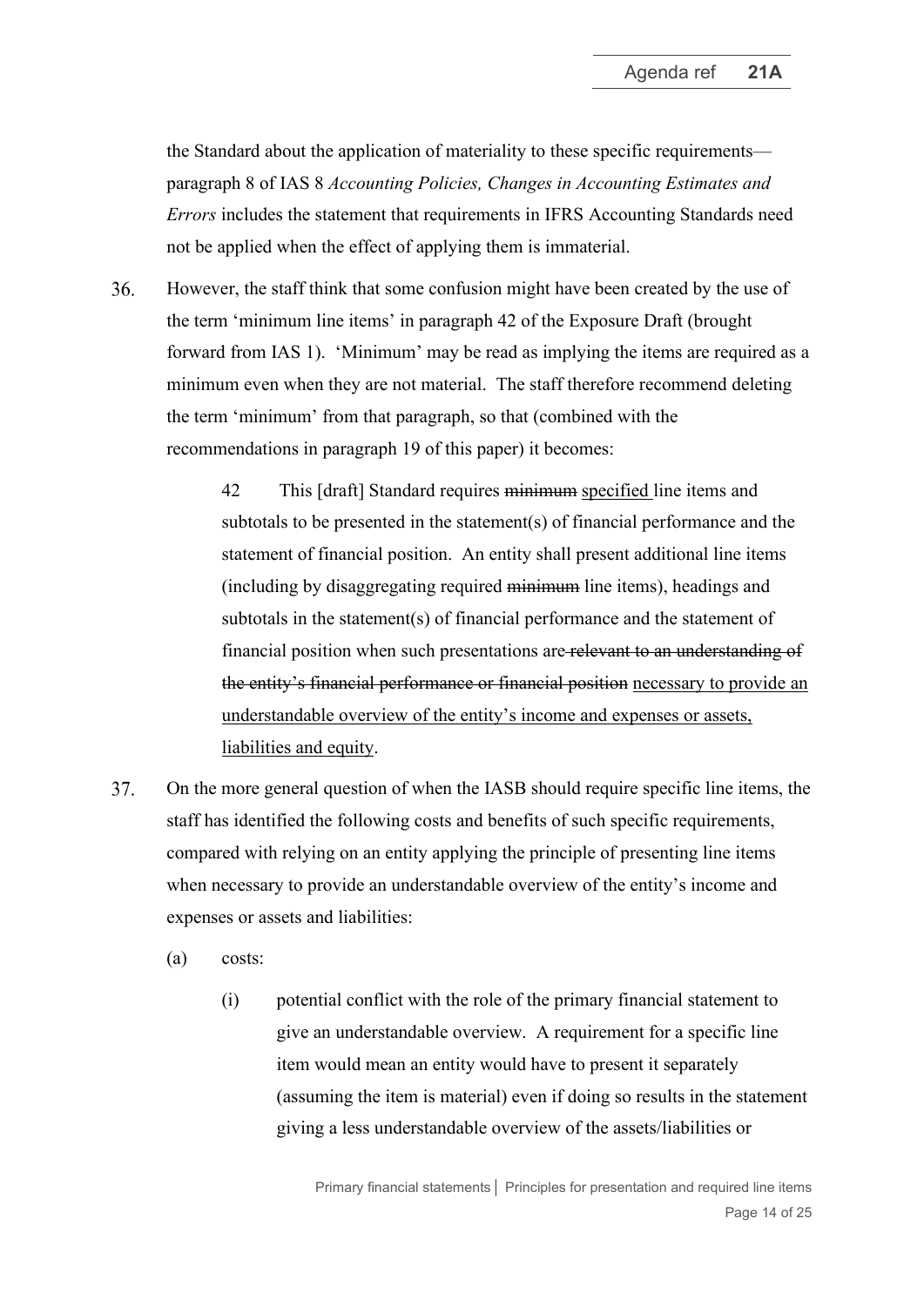the Standard about the application of materiality to these specific requirements—paragraph 8 of IAS 8 *Accounting Policies, Changes in Accounting Estimates and Errors* includes the statement that requirements in IFRS Accounting Standards need not be applied when the effect of applying them is immaterial.

36. However, the staff think that some confusion might have been created by the use of the term 'minimum line items' in paragraph 42 of the Exposure Draft (brought forward from IAS 1). 'Minimum' may be read as implying the items are required as a minimum even when they are not material. The staff therefore recommend deleting the term 'minimum' from that paragraph, so that (combined with the recommendations in paragraph 19 of this paper) it becomes:

> 42 This [draft] Standard requires ~~minimum~~ <u>specified</u> line items and subtotals to be presented in the statement(s) of financial performance and the statement of financial position. An entity shall present additional line items (including by disaggregating required ~~minimum~~ line items), headings and subtotals in the statement(s) of financial performance and the statement of financial position when such presentations are ~~relevant to an understanding of the entity's financial performance or financial position~~ <u>necessary to provide an understandable overview of the entity's income and expenses or assets, liabilities and equity</u>.

37. On the more general question of when the IASB should require specific line items, the staff has identified the following costs and benefits of such specific requirements, compared with relying on an entity applying the principle of presenting line items when necessary to provide an understandable overview of the entity's income and expenses or assets and liabilities:

   (a) costs:

      (i) potential conflict with the role of the primary financial statement to give an understandable overview. A requirement for a specific line item would mean an entity would have to present it separately (assuming the item is material) even if doing so results in the statement giving a less understandable overview of the assets/liabilities or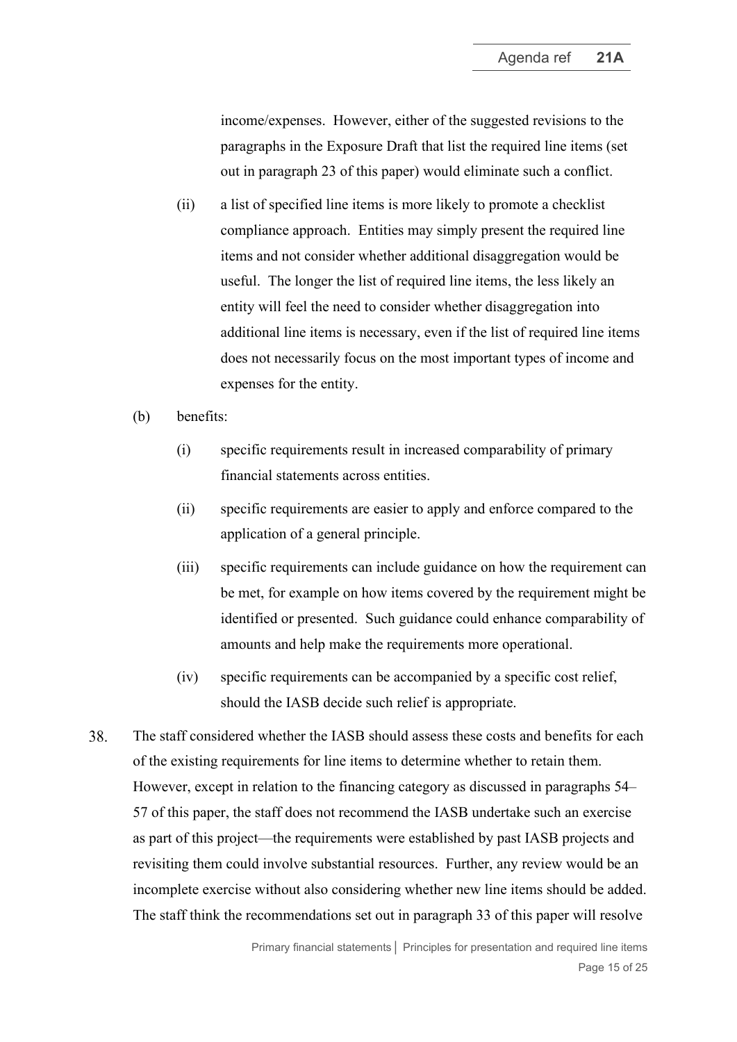income/expenses. However, either of the suggested revisions to the paragraphs in the Exposure Draft that list the required line items (set out in paragraph 23 of this paper) would eliminate such a conflict.

   (ii) a list of specified line items is more likely to promote a checklist compliance approach. Entities may simply present the required line items and not consider whether additional disaggregation would be useful. The longer the list of required line items, the less likely an entity will feel the need to consider whether disaggregation into additional line items is necessary, even if the list of required line items does not necessarily focus on the most important types of income and expenses for the entity.

(b) benefits:

   (i) specific requirements result in increased comparability of primary financial statements across entities.

   (ii) specific requirements are easier to apply and enforce compared to the application of a general principle.

   (iii) specific requirements can include guidance on how the requirement can be met, for example on how items covered by the requirement might be identified or presented. Such guidance could enhance comparability of amounts and help make the requirements more operational.

   (iv) specific requirements can be accompanied by a specific cost relief, should the IASB decide such relief is appropriate.

38. The staff considered whether the IASB should assess these costs and benefits for each of the existing requirements for line items to determine whether to retain them. However, except in relation to the financing category as discussed in paragraphs 54–57 of this paper, the staff does not recommend the IASB undertake such an exercise as part of this project—the requirements were established by past IASB projects and revisiting them could involve substantial resources. Further, any review would be an incomplete exercise without also considering whether new line items should be added. The staff think the recommendations set out in paragraph 33 of this paper will resolve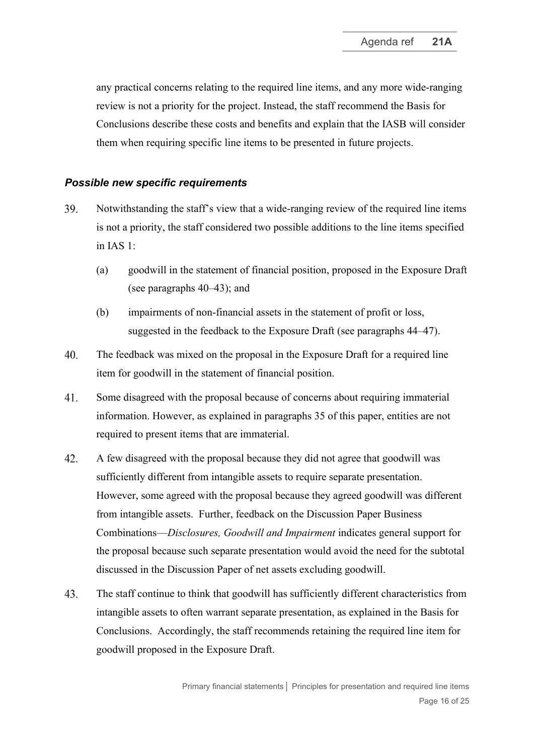any practical concerns relating to the required line items, and any more wide-ranging review is not a priority for the project. Instead, the staff recommend the Basis for Conclusions describe these costs and benefits and explain that the IASB will consider them when requiring specific line items to be presented in future projects.

### *Possible new specific requirements*

39. Notwithstanding the staff's view that a wide-ranging review of the required line items is not a priority, the staff considered two possible additions to the line items specified in IAS 1:

    (a) goodwill in the statement of financial position, proposed in the Exposure Draft (see paragraphs 40–43); and

    (b) impairments of non-financial assets in the statement of profit or loss, suggested in the feedback to the Exposure Draft (see paragraphs 44–47).

40. The feedback was mixed on the proposal in the Exposure Draft for a required line item for goodwill in the statement of financial position.

41. Some disagreed with the proposal because of concerns about requiring immaterial information. However, as explained in paragraphs 35 of this paper, entities are not required to present items that are immaterial.

42. A few disagreed with the proposal because they did not agree that goodwill was sufficiently different from intangible assets to require separate presentation. However, some agreed with the proposal because they agreed goodwill was different from intangible assets. Further, feedback on the Discussion Paper Business Combinations—*Disclosures, Goodwill and Impairment* indicates general support for the proposal because such separate presentation would avoid the need for the subtotal discussed in the Discussion Paper of net assets excluding goodwill.

43. The staff continue to think that goodwill has sufficiently different characteristics from intangible assets to often warrant separate presentation, as explained in the Basis for Conclusions. Accordingly, the staff recommends retaining the required line item for goodwill proposed in the Exposure Draft.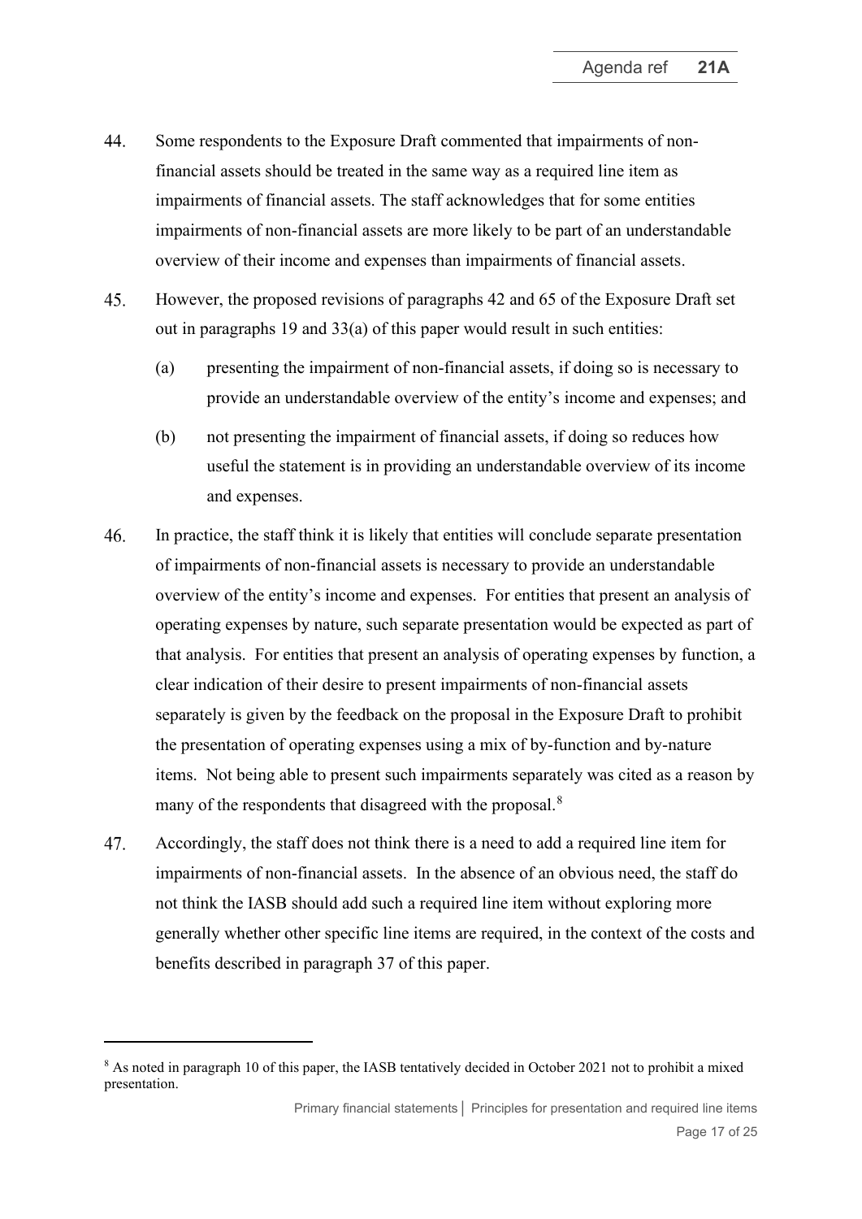44. Some respondents to the Exposure Draft commented that impairments of non-financial assets should be treated in the same way as a required line item as impairments of financial assets. The staff acknowledges that for some entities impairments of non-financial assets are more likely to be part of an understandable overview of their income and expenses than impairments of financial assets.

45. However, the proposed revisions of paragraphs 42 and 65 of the Exposure Draft set out in paragraphs 19 and 33(a) of this paper would result in such entities:

    (a) presenting the impairment of non-financial assets, if doing so is necessary to provide an understandable overview of the entity's income and expenses; and

    (b) not presenting the impairment of financial assets, if doing so reduces how useful the statement is in providing an understandable overview of its income and expenses.

46. In practice, the staff think it is likely that entities will conclude separate presentation of impairments of non-financial assets is necessary to provide an understandable overview of the entity's income and expenses. For entities that present an analysis of operating expenses by nature, such separate presentation would be expected as part of that analysis. For entities that present an analysis of operating expenses by function, a clear indication of their desire to present impairments of non-financial assets separately is given by the feedback on the proposal in the Exposure Draft to prohibit the presentation of operating expenses using a mix of by-function and by-nature items. Not being able to present such impairments separately was cited as a reason by many of the respondents that disagreed with the proposal.[8]

47. Accordingly, the staff does not think there is a need to add a required line item for impairments of non-financial assets. In the absence of an obvious need, the staff do not think the IASB should add such a required line item without exploring more generally whether other specific line items are required, in the context of the costs and benefits described in paragraph 37 of this paper.

---

[8] As noted in paragraph 10 of this paper, the IASB tentatively decided in October 2021 not to prohibit a mixed presentation.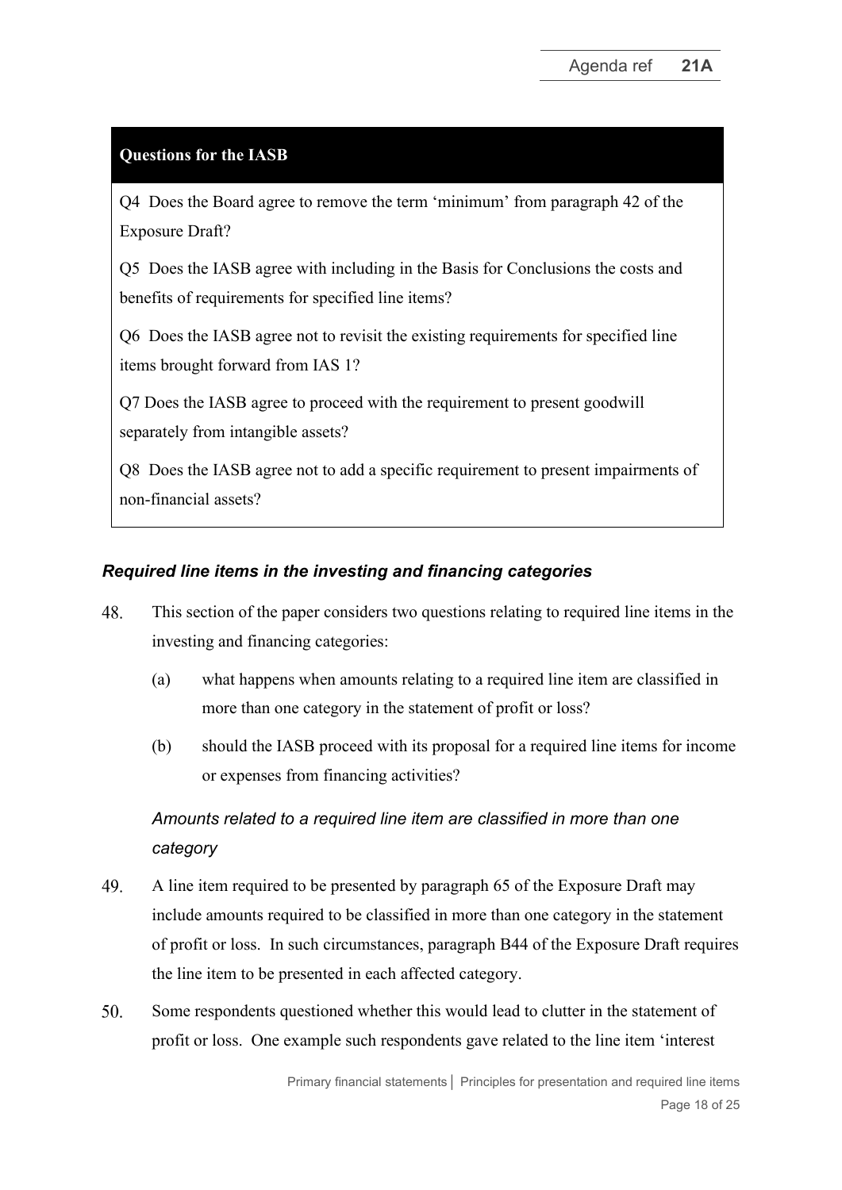**Questions for the IASB**

Q4 Does the Board agree to remove the term 'minimum' from paragraph 42 of the Exposure Draft?

Q5 Does the IASB agree with including in the Basis for Conclusions the costs and benefits of requirements for specified line items?

Q6 Does the IASB agree not to revisit the existing requirements for specified line items brought forward from IAS 1?

Q7 Does the IASB agree to proceed with the requirement to present goodwill separately from intangible assets?

Q8 Does the IASB agree not to add a specific requirement to present impairments of non-financial assets?

### *Required line items in the investing and financing categories*

48. This section of the paper considers two questions relating to required line items in the investing and financing categories:

    (a) what happens when amounts relating to a required line item are classified in more than one category in the statement of profit or loss?

    (b) should the IASB proceed with its proposal for a required line items for income or expenses from financing activities?

#### *Amounts related to a required line item are classified in more than one category*

49. A line item required to be presented by paragraph 65 of the Exposure Draft may include amounts required to be classified in more than one category in the statement of profit or loss. In such circumstances, paragraph B44 of the Exposure Draft requires the line item to be presented in each affected category.

50. Some respondents questioned whether this would lead to clutter in the statement of profit or loss. One example such respondents gave related to the line item 'interest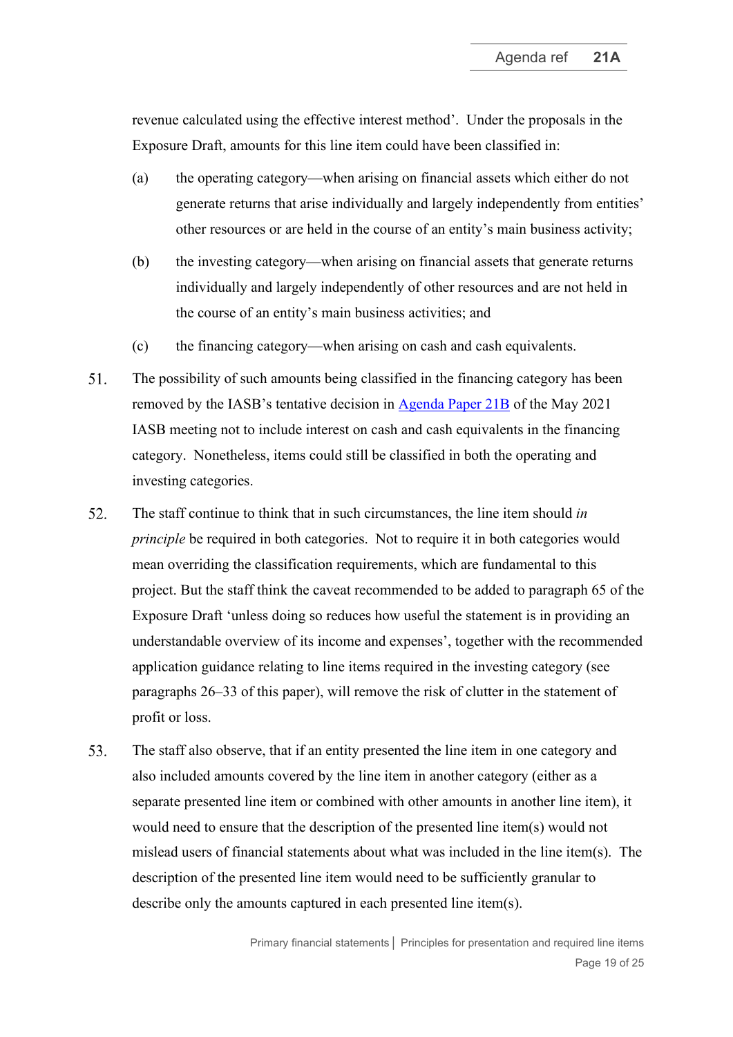revenue calculated using the effective interest method'. Under the proposals in the Exposure Draft, amounts for this line item could have been classified in:

(a) the operating category—when arising on financial assets which either do not generate returns that arise individually and largely independently from entities' other resources or are held in the course of an entity's main business activity;

(b) the investing category—when arising on financial assets that generate returns individually and largely independently of other resources and are not held in the course of an entity's main business activities; and

(c) the financing category—when arising on cash and cash equivalents.

51. The possibility of such amounts being classified in the financing category has been removed by the IASB's tentative decision in [Agenda Paper 21B] of the May 2021 IASB meeting not to include interest on cash and cash equivalents in the financing category. Nonetheless, items could still be classified in both the operating and investing categories.

52. The staff continue to think that in such circumstances, the line item should *in principle* be required in both categories. Not to require it in both categories would mean overriding the classification requirements, which are fundamental to this project. But the staff think the caveat recommended to be added to paragraph 65 of the Exposure Draft 'unless doing so reduces how useful the statement is in providing an understandable overview of its income and expenses', together with the recommended application guidance relating to line items required in the investing category (see paragraphs 26–33 of this paper), will remove the risk of clutter in the statement of profit or loss.

53. The staff also observe, that if an entity presented the line item in one category and also included amounts covered by the line item in another category (either as a separate presented line item or combined with other amounts in another line item), it would need to ensure that the description of the presented line item(s) would not mislead users of financial statements about what was included in the line item(s). The description of the presented line item would need to be sufficiently granular to describe only the amounts captured in each presented line item(s).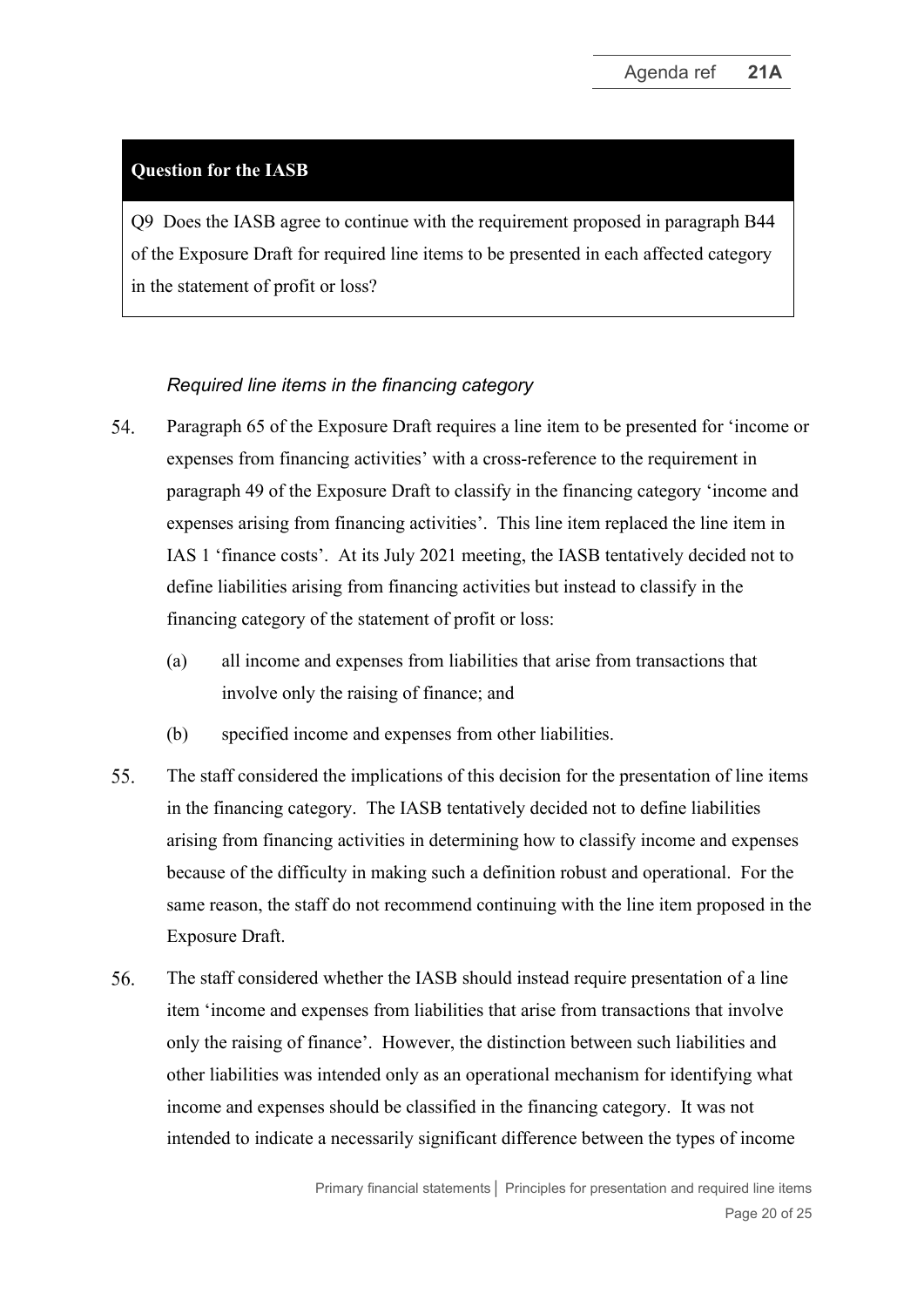**Question for the IASB**

Q9 Does the IASB agree to continue with the requirement proposed in paragraph B44 of the Exposure Draft for required line items to be presented in each affected category in the statement of profit or loss?

*Required line items in the financing category*

54. Paragraph 65 of the Exposure Draft requires a line item to be presented for 'income or expenses from financing activities' with a cross-reference to the requirement in paragraph 49 of the Exposure Draft to classify in the financing category 'income and expenses arising from financing activities'. This line item replaced the line item in IAS 1 'finance costs'. At its July 2021 meeting, the IASB tentatively decided not to define liabilities arising from financing activities but instead to classify in the financing category of the statement of profit or loss:

    (a) all income and expenses from liabilities that arise from transactions that involve only the raising of finance; and

    (b) specified income and expenses from other liabilities.

55. The staff considered the implications of this decision for the presentation of line items in the financing category. The IASB tentatively decided not to define liabilities arising from financing activities in determining how to classify income and expenses because of the difficulty in making such a definition robust and operational. For the same reason, the staff do not recommend continuing with the line item proposed in the Exposure Draft.

56. The staff considered whether the IASB should instead require presentation of a line item 'income and expenses from liabilities that arise from transactions that involve only the raising of finance'. However, the distinction between such liabilities and other liabilities was intended only as an operational mechanism for identifying what income and expenses should be classified in the financing category. It was not intended to indicate a necessarily significant difference between the types of income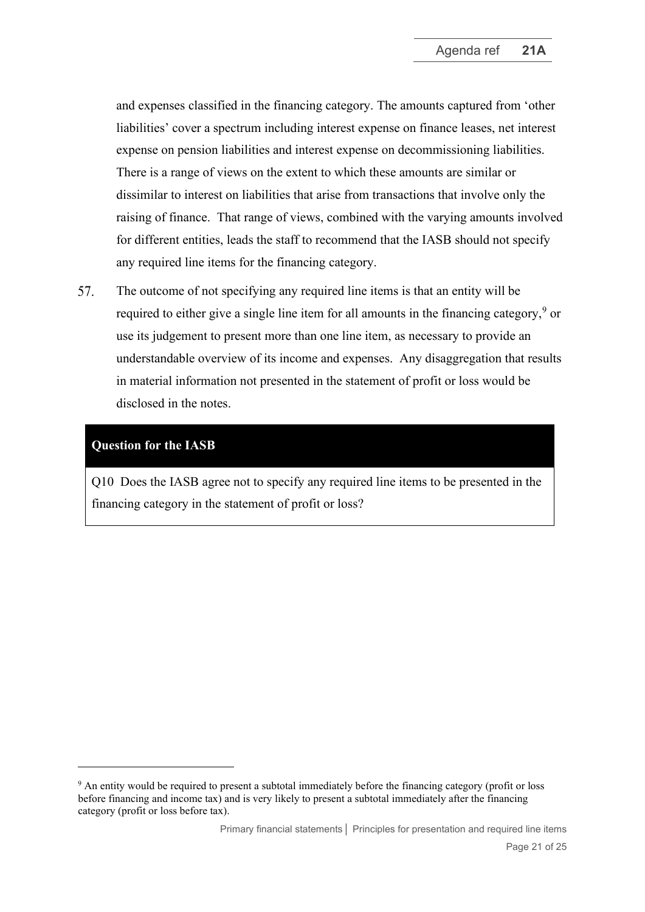and expenses classified in the financing category. The amounts captured from 'other liabilities' cover a spectrum including interest expense on finance leases, net interest expense on pension liabilities and interest expense on decommissioning liabilities. There is a range of views on the extent to which these amounts are similar or dissimilar to interest on liabilities that arise from transactions that involve only the raising of finance. That range of views, combined with the varying amounts involved for different entities, leads the staff to recommend that the IASB should not specify any required line items for the financing category.

57. The outcome of not specifying any required line items is that an entity will be required to either give a single line item for all amounts in the financing category,[9] or use its judgement to present more than one line item, as necessary to provide an understandable overview of its income and expenses. Any disaggregation that results in material information not presented in the statement of profit or loss would be disclosed in the notes.

| **Question for the IASB** |
| --- |
| Q10 Does the IASB agree not to specify any required line items to be presented in the financing category in the statement of profit or loss? |

[9] An entity would be required to present a subtotal immediately before the financing category (profit or loss before financing and income tax) and is very likely to present a subtotal immediately after the financing category (profit or loss before tax).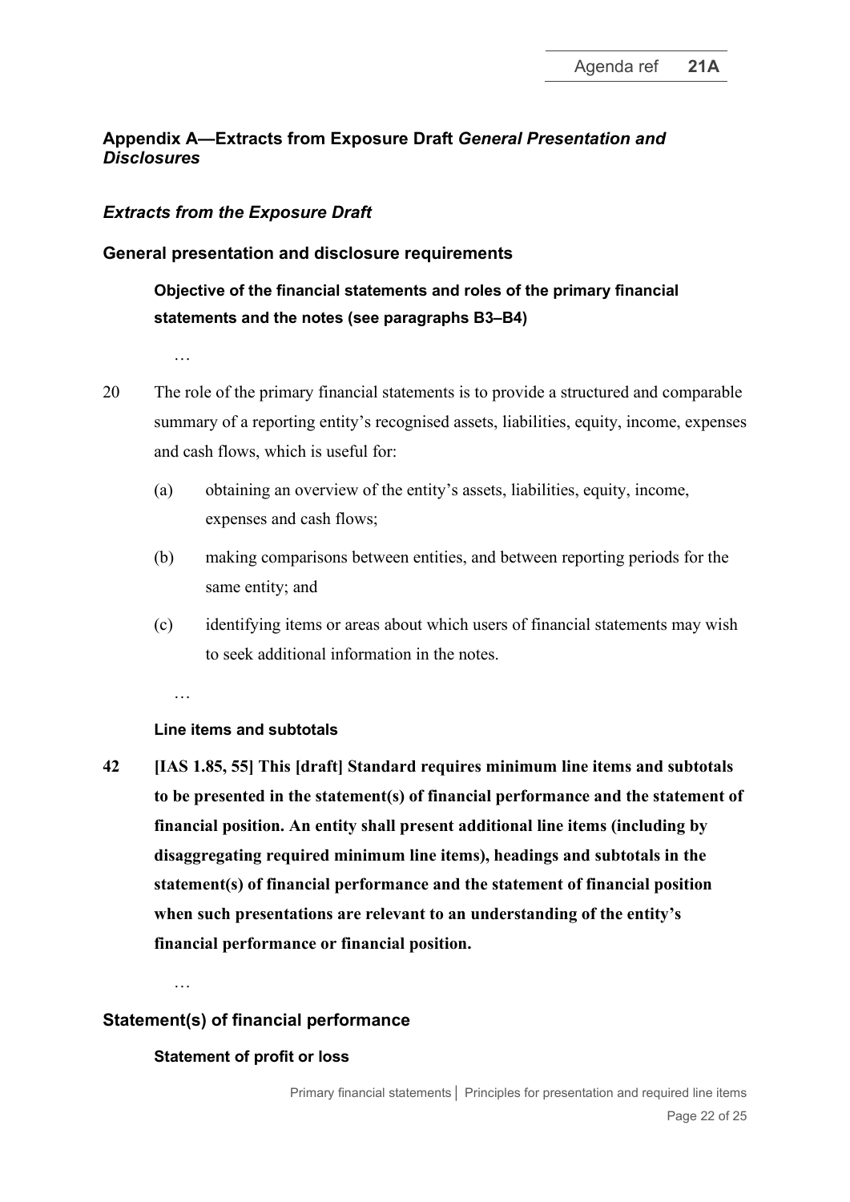## Appendix A—Extracts from Exposure Draft *General Presentation and Disclosures*

### *Extracts from the Exposure Draft*

### General presentation and disclosure requirements

#### Objective of the financial statements and roles of the primary financial statements and the notes (see paragraphs B3–B4)

…

20 The role of the primary financial statements is to provide a structured and comparable summary of a reporting entity's recognised assets, liabilities, equity, income, expenses and cash flows, which is useful for:

   (a) obtaining an overview of the entity's assets, liabilities, equity, income, expenses and cash flows;

   (b) making comparisons between entities, and between reporting periods for the same entity; and

   (c) identifying items or areas about which users of financial statements may wish to seek additional information in the notes.

…

#### Line items and subtotals

**42 [IAS 1.85, 55] This [draft] Standard requires minimum line items and subtotals to be presented in the statement(s) of financial performance and the statement of financial position. An entity shall present additional line items (including by disaggregating required minimum line items), headings and subtotals in the statement(s) of financial performance and the statement of financial position when such presentations are relevant to an understanding of the entity's financial performance or financial position.**

…

### Statement(s) of financial performance

#### Statement of profit or loss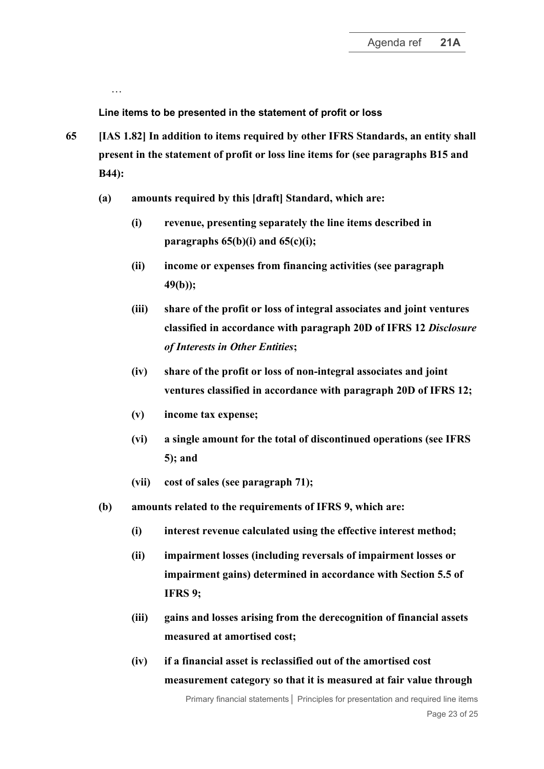…

**Line items to be presented in the statement of profit or loss**

**65 [IAS 1.82] In addition to items required by other IFRS Standards, an entity shall present in the statement of profit or loss line items for (see paragraphs B15 and B44):**

- **(a) amounts required by this [draft] Standard, which are:**
  - **(i) revenue, presenting separately the line items described in paragraphs 65(b)(i) and 65(c)(i);**
  - **(ii) income or expenses from financing activities (see paragraph 49(b));**
  - **(iii) share of the profit or loss of integral associates and joint ventures classified in accordance with paragraph 20D of IFRS 12 *Disclosure of Interests in Other Entities*;**
  - **(iv) share of the profit or loss of non-integral associates and joint ventures classified in accordance with paragraph 20D of IFRS 12;**
  - **(v) income tax expense;**
  - **(vi) a single amount for the total of discontinued operations (see IFRS 5); and**
  - **(vii) cost of sales (see paragraph 71);**
- **(b) amounts related to the requirements of IFRS 9, which are:**
  - **(i) interest revenue calculated using the effective interest method;**
  - **(ii) impairment losses (including reversals of impairment losses or impairment gains) determined in accordance with Section 5.5 of IFRS 9;**
  - **(iii) gains and losses arising from the derecognition of financial assets measured at amortised cost;**
  - **(iv) if a financial asset is reclassified out of the amortised cost measurement category so that it is measured at fair value through**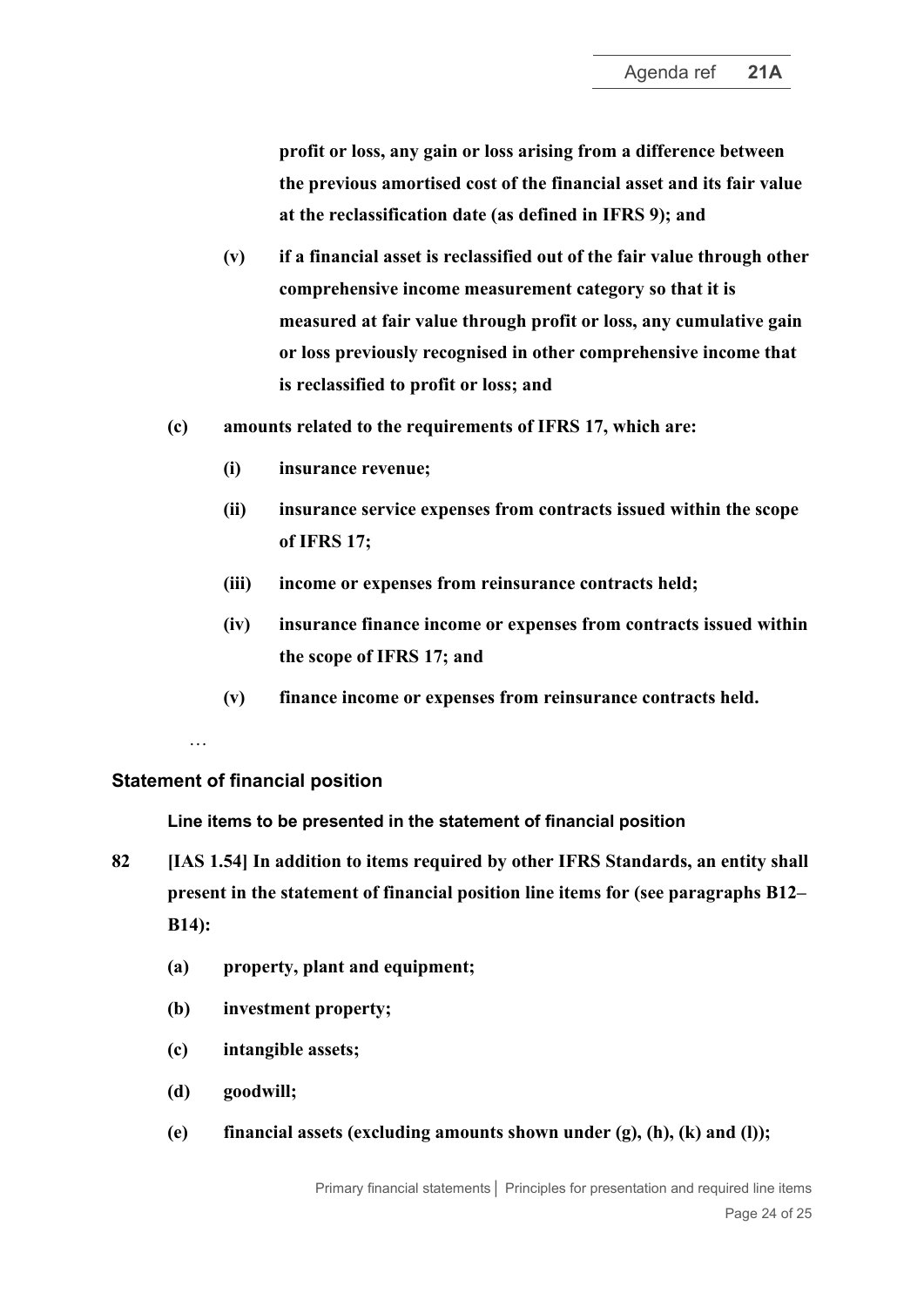**profit or loss, any gain or loss arising from a difference between the previous amortised cost of the financial asset and its fair value at the reclassification date (as defined in IFRS 9); and**

- **(v) if a financial asset is reclassified out of the fair value through other comprehensive income measurement category so that it is measured at fair value through profit or loss, any cumulative gain or loss previously recognised in other comprehensive income that is reclassified to profit or loss; and**

**(c) amounts related to the requirements of IFRS 17, which are:**

- **(i) insurance revenue;**
- **(ii) insurance service expenses from contracts issued within the scope of IFRS 17;**
- **(iii) income or expenses from reinsurance contracts held;**
- **(iv) insurance finance income or expenses from contracts issued within the scope of IFRS 17; and**
- **(v) finance income or expenses from reinsurance contracts held.**

…

### Statement of financial position

**Line items to be presented in the statement of financial position**

**82 [IAS 1.54] In addition to items required by other IFRS Standards, an entity shall present in the statement of financial position line items for (see paragraphs B12–B14):**

- **(a) property, plant and equipment;**
- **(b) investment property;**
- **(c) intangible assets;**
- **(d) goodwill;**
- **(e) financial assets (excluding amounts shown under (g), (h), (k) and (l));**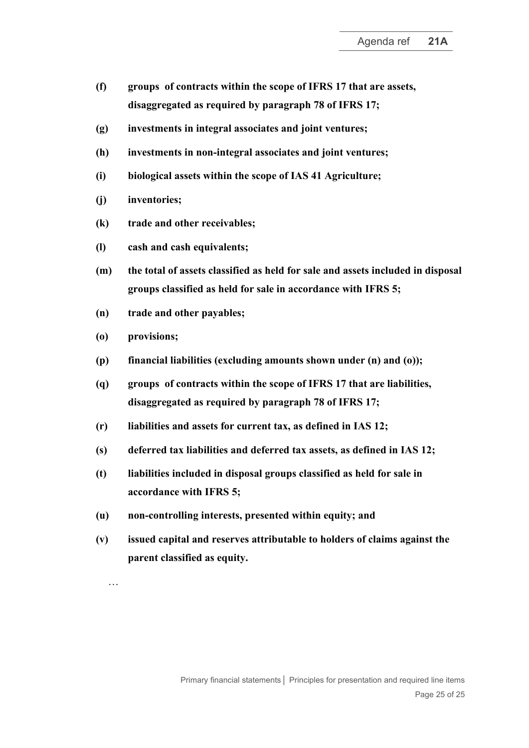**(f) groups of contracts within the scope of IFRS 17 that are assets, disaggregated as required by paragraph 78 of IFRS 17;**

**(g) investments in integral associates and joint ventures;**

**(h) investments in non-integral associates and joint ventures;**

**(i) biological assets within the scope of IAS 41 Agriculture;**

**(j) inventories;**

**(k) trade and other receivables;**

**(l) cash and cash equivalents;**

**(m) the total of assets classified as held for sale and assets included in disposal groups classified as held for sale in accordance with IFRS 5;**

**(n) trade and other payables;**

**(o) provisions;**

**(p) financial liabilities (excluding amounts shown under (n) and (o));**

**(q) groups of contracts within the scope of IFRS 17 that are liabilities, disaggregated as required by paragraph 78 of IFRS 17;**

**(r) liabilities and assets for current tax, as defined in IAS 12;**

**(s) deferred tax liabilities and deferred tax assets, as defined in IAS 12;**

**(t) liabilities included in disposal groups classified as held for sale in accordance with IFRS 5;**

**(u) non-controlling interests, presented within equity; and**

**(v) issued capital and reserves attributable to holders of claims against the parent classified as equity.**

…